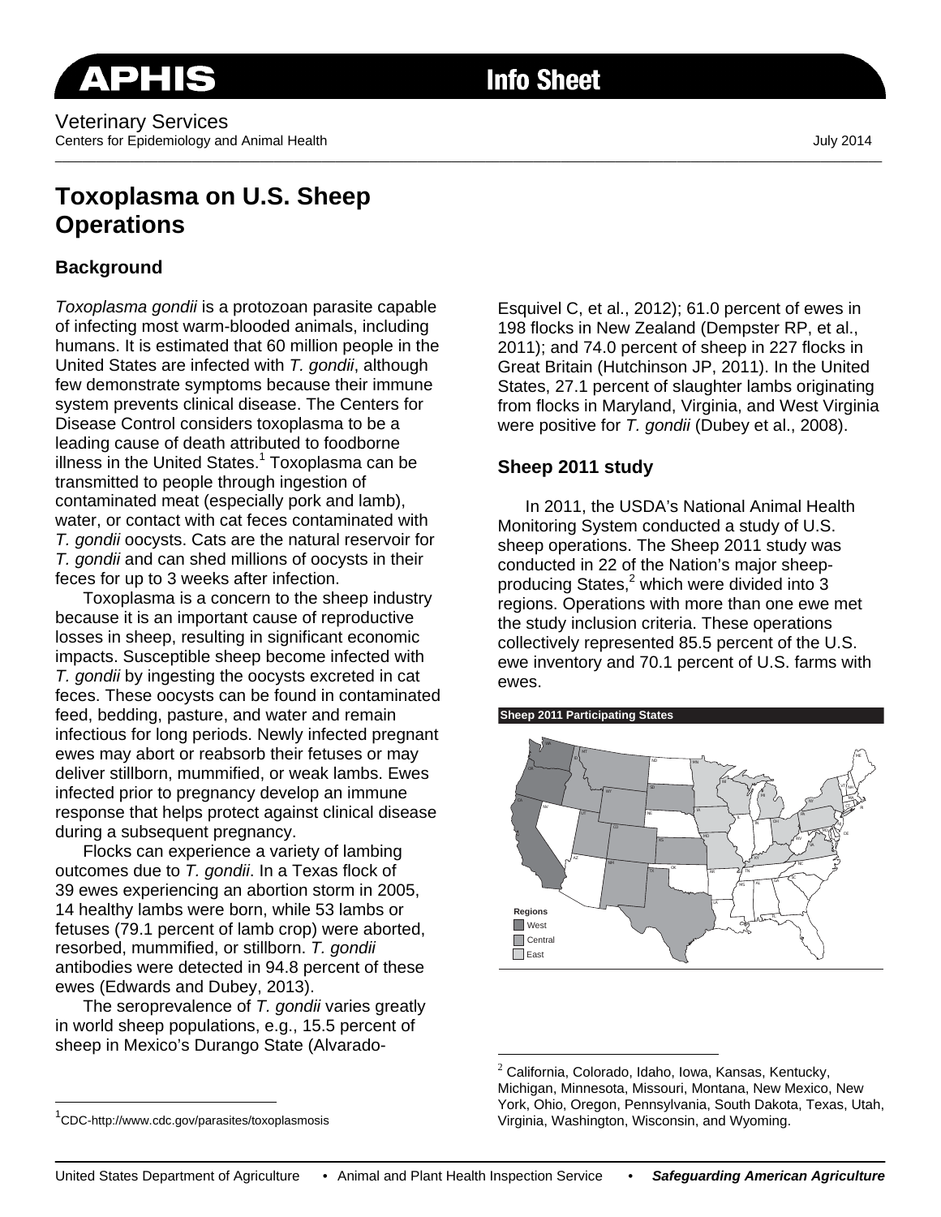Veterinary Services
Centers for Epidemiology and Animal Health

July 2014

# Toxoplasma on U.S. Sheep Operations

## Background

*Toxoplasma gondii* is a protozoan parasite capable of infecting most warm-blooded animals, including humans. It is estimated that 60 million people in the United States are infected with *T. gondii*, although few demonstrate symptoms because their immune system prevents clinical disease. The Centers for Disease Control considers toxoplasma to be a leading cause of death attributed to foodborne illness in the United States.[1] Toxoplasma can be transmitted to people through ingestion of contaminated meat (especially pork and lamb), water, or contact with cat feces contaminated with *T. gondii* oocysts. Cats are the natural reservoir for *T. gondii* and can shed millions of oocysts in their feces for up to 3 weeks after infection.

Toxoplasma is a concern to the sheep industry because it is an important cause of reproductive losses in sheep, resulting in significant economic impacts. Susceptible sheep become infected with *T. gondii* by ingesting the oocysts excreted in cat feces. These oocysts can be found in contaminated feed, bedding, pasture, and water and remain infectious for long periods. Newly infected pregnant ewes may abort or reabsorb their fetuses or may deliver stillborn, mummified, or weak lambs. Ewes infected prior to pregnancy develop an immune response that helps protect against clinical disease during a subsequent pregnancy.

Flocks can experience a variety of lambing outcomes due to *T. gondii*. In a Texas flock of 39 ewes experiencing an abortion storm in 2005, 14 healthy lambs were born, while 53 lambs or fetuses (79.1 percent of lamb crop) were aborted, resorbed, mummified, or stillborn. *T. gondii* antibodies were detected in 94.8 percent of these ewes (Edwards and Dubey, 2013).

The seroprevalence of *T. gondii* varies greatly in world sheep populations, e.g., 15.5 percent of sheep in Mexico's Durango State (Alvarado-Esquivel C, et al., 2012); 61.0 percent of ewes in 198 flocks in New Zealand (Dempster RP, et al., 2011); and 74.0 percent of sheep in 227 flocks in Great Britain (Hutchinson JP, 2011). In the United States, 27.1 percent of slaughter lambs originating from flocks in Maryland, Virginia, and West Virginia were positive for *T. gondii* (Dubey et al., 2008).

## Sheep 2011 study

In 2011, the USDA's National Animal Health Monitoring System conducted a study of U.S. sheep operations. The Sheep 2011 study was conducted in 22 of the Nation's major sheep-producing States,[2] which were divided into 3 regions. Operations with more than one ewe met the study inclusion criteria. These operations collectively represented 85.5 percent of the U.S. ewe inventory and 70.1 percent of U.S. farms with ewes.

**Sheep 2011 Participating States**

Regions: West, Central, East

[1] CDC-http://www.cdc.gov/parasites/toxoplasmosis

[2] California, Colorado, Idaho, Iowa, Kansas, Kentucky, Michigan, Minnesota, Missouri, Montana, New Mexico, New York, Ohio, Oregon, Pennsylvania, South Dakota, Texas, Utah, Virginia, Washington, Wisconsin, and Wyoming.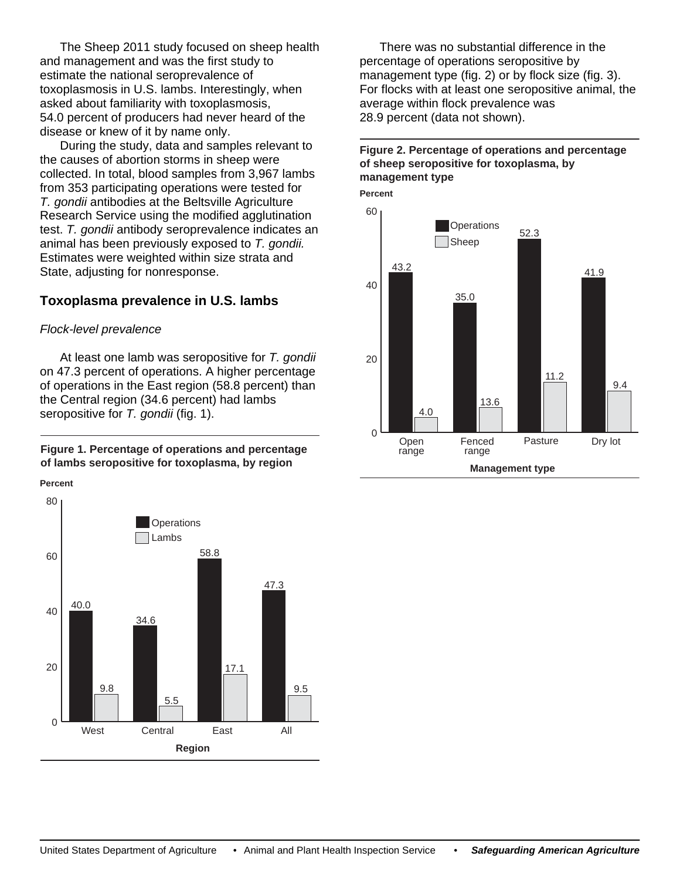The Sheep 2011 study focused on sheep health and management and was the first study to estimate the national seroprevalence of toxoplasmosis in U.S. lambs. Interestingly, when asked about familiarity with toxoplasmosis, 54.0 percent of producers had never heard of the disease or knew of it by name only.

During the study, data and samples relevant to the causes of abortion storms in sheep were collected. In total, blood samples from 3,967 lambs from 353 participating operations were tested for *T. gondii* antibodies at the Beltsville Agriculture Research Service using the modified agglutination test. *T. gondii* antibody seroprevalence indicates an animal has been previously exposed to *T. gondii.* Estimates were weighted within size strata and State, adjusting for nonresponse.

## Toxoplasma prevalence in U.S. lambs

### *Flock-level prevalence*

At least one lamb was seropositive for *T. gondii* on 47.3 percent of operations. A higher percentage of operations in the East region (58.8 percent) than the Central region (34.6 percent) had lambs seropositive for *T. gondii* (fig. 1).

**Figure 1. Percentage of operations and percentage of lambs seropositive for toxoplasma, by region**

| Region | Operations (Percent) | Lambs (Percent) |
|---|---|---|
| West | 40.0 | 9.8 |
| Central | 34.6 | 5.5 |
| East | 58.8 | 17.1 |
| All | 47.3 | 9.5 |

There was no substantial difference in the percentage of operations seropositive by management type (fig. 2) or by flock size (fig. 3). For flocks with at least one seropositive animal, the average within flock prevalence was 28.9 percent (data not shown).

**Figure 2. Percentage of operations and percentage of sheep seropositive for toxoplasma, by management type**

| Management type | Operations (Percent) | Sheep (Percent) |
|---|---|---|
| Open range | 43.2 | 4.0 |
| Fenced range | 35.0 | 13.6 |
| Pasture | 52.3 | 11.2 |
| Dry lot | 41.9 | 9.4 |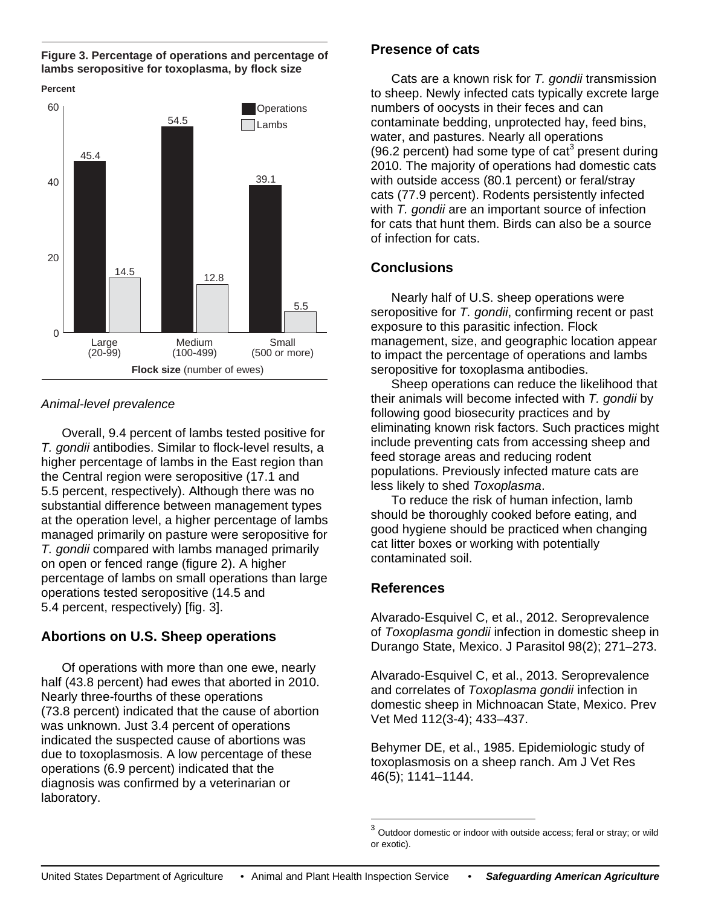**Figure 3. Percentage of operations and percentage of lambs seropositive for toxoplasma, by flock size**

| Flock size (number of ewes) | Operations (Percent) | Lambs (Percent) |
| --- | --- | --- |
| Large (20-99) | 45.4 | 14.5 |
| Medium (100-499) | 54.5 | 12.8 |
| Small (500 or more) | 39.1 | 5.5 |

*Animal-level prevalence*

Overall, 9.4 percent of lambs tested positive for *T. gondii* antibodies. Similar to flock-level results, a higher percentage of lambs in the East region than the Central region were seropositive (17.1 and 5.5 percent, respectively). Although there was no substantial difference between management types at the operation level, a higher percentage of lambs managed primarily on pasture were seropositive for *T. gondii* compared with lambs managed primarily on open or fenced range (figure 2). A higher percentage of lambs on small operations than large operations tested seropositive (14.5 and 5.4 percent, respectively) [fig. 3].

## Abortions on U.S. Sheep operations

Of operations with more than one ewe, nearly half (43.8 percent) had ewes that aborted in 2010. Nearly three-fourths of these operations (73.8 percent) indicated that the cause of abortion was unknown. Just 3.4 percent of operations indicated the suspected cause of abortions was due to toxoplasmosis. A low percentage of these operations (6.9 percent) indicated that the diagnosis was confirmed by a veterinarian or laboratory.

## Presence of cats

Cats are a known risk for *T. gondii* transmission to sheep. Newly infected cats typically excrete large numbers of oocysts in their feces and can contaminate bedding, unprotected hay, feed bins, water, and pastures. Nearly all operations (96.2 percent) had some type of cat[3] present during 2010. The majority of operations had domestic cats with outside access (80.1 percent) or feral/stray cats (77.9 percent). Rodents persistently infected with *T. gondii* are an important source of infection for cats that hunt them. Birds can also be a source of infection for cats.

## Conclusions

Nearly half of U.S. sheep operations were seropositive for *T. gondii*, confirming recent or past exposure to this parasitic infection. Flock management, size, and geographic location appear to impact the percentage of operations and lambs seropositive for toxoplasma antibodies.

Sheep operations can reduce the likelihood that their animals will become infected with *T. gondii* by following good biosecurity practices and by eliminating known risk factors. Such practices might include preventing cats from accessing sheep and feed storage areas and reducing rodent populations. Previously infected mature cats are less likely to shed *Toxoplasma*.

To reduce the risk of human infection, lamb should be thoroughly cooked before eating, and good hygiene should be practiced when changing cat litter boxes or working with potentially contaminated soil.

## References

Alvarado-Esquivel C, et al., 2012. Seroprevalence of *Toxoplasma gondii* infection in domestic sheep in Durango State, Mexico. J Parasitol 98(2); 271–273.

Alvarado-Esquivel C, et al., 2013. Seroprevalence and correlates of *Toxoplasma gondii* infection in domestic sheep in Michnoacan State, Mexico. Prev Vet Med 112(3-4); 433–437.

Behymer DE, et al., 1985. Epidemiologic study of toxoplasmosis on a sheep ranch. Am J Vet Res 46(5); 1141–1144.

---

[3] Outdoor domestic or indoor with outside access; feral or stray; or wild or exotic).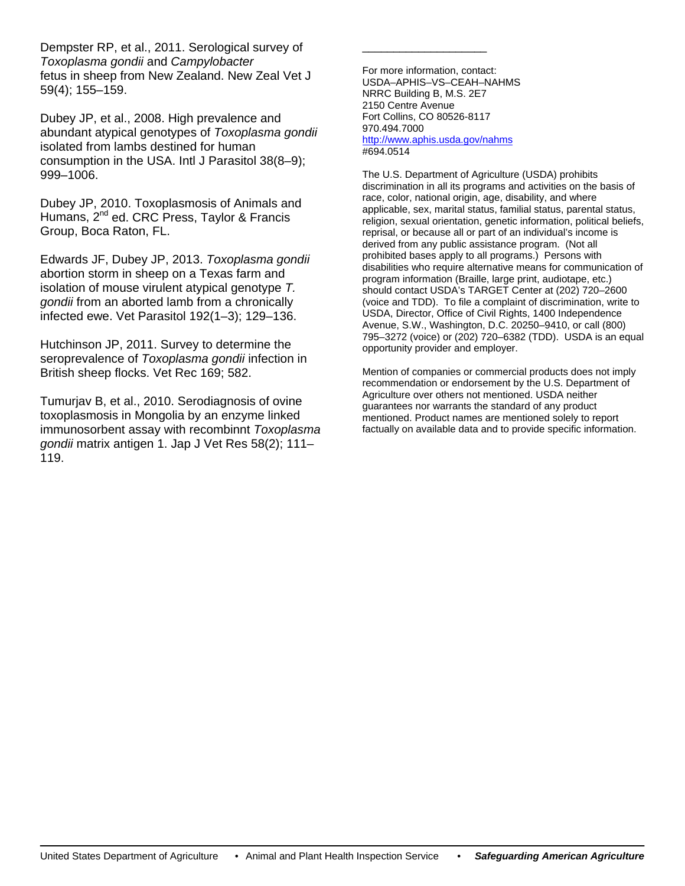Dempster RP, et al., 2011. Serological survey of *Toxoplasma gondii* and *Campylobacter* fetus in sheep from New Zealand. New Zeal Vet J 59(4); 155–159.

Dubey JP, et al., 2008. High prevalence and abundant atypical genotypes of *Toxoplasma gondii* isolated from lambs destined for human consumption in the USA. Intl J Parasitol 38(8–9); 999–1006.

Dubey JP, 2010. Toxoplasmosis of Animals and Humans, 2nd ed. CRC Press, Taylor & Francis Group, Boca Raton, FL.

Edwards JF, Dubey JP, 2013. *Toxoplasma gondii* abortion storm in sheep on a Texas farm and isolation of mouse virulent atypical genotype *T. gondii* from an aborted lamb from a chronically infected ewe. Vet Parasitol 192(1–3); 129–136.

Hutchinson JP, 2011. Survey to determine the seroprevalence of *Toxoplasma gondii* infection in British sheep flocks. Vet Rec 169; 582.

Tumurjav B, et al., 2010. Serodiagnosis of ovine toxoplasmosis in Mongolia by an enzyme linked immunosorbent assay with recombinnt *Toxoplasma gondii* matrix antigen 1. Jap J Vet Res 58(2); 111–119.

---

For more information, contact:
USDA–APHIS–VS–CEAH–NAHMS
NRRC Building B, M.S. 2E7
2150 Centre Avenue
Fort Collins, CO 80526-8117
970.494.7000
http://www.aphis.usda.gov/nahms
#694.0514

The U.S. Department of Agriculture (USDA) prohibits discrimination in all its programs and activities on the basis of race, color, national origin, age, disability, and where applicable, sex, marital status, familial status, parental status, religion, sexual orientation, genetic information, political beliefs, reprisal, or because all or part of an individual's income is derived from any public assistance program. (Not all prohibited bases apply to all programs.) Persons with disabilities who require alternative means for communication of program information (Braille, large print, audiotape, etc.) should contact USDA's TARGET Center at (202) 720–2600 (voice and TDD). To file a complaint of discrimination, write to USDA, Director, Office of Civil Rights, 1400 Independence Avenue, S.W., Washington, D.C. 20250–9410, or call (800) 795–3272 (voice) or (202) 720–6382 (TDD). USDA is an equal opportunity provider and employer.

Mention of companies or commercial products does not imply recommendation or endorsement by the U.S. Department of Agriculture over others not mentioned. USDA neither guarantees nor warrants the standard of any product mentioned. Product names are mentioned solely to report factually on available data and to provide specific information.